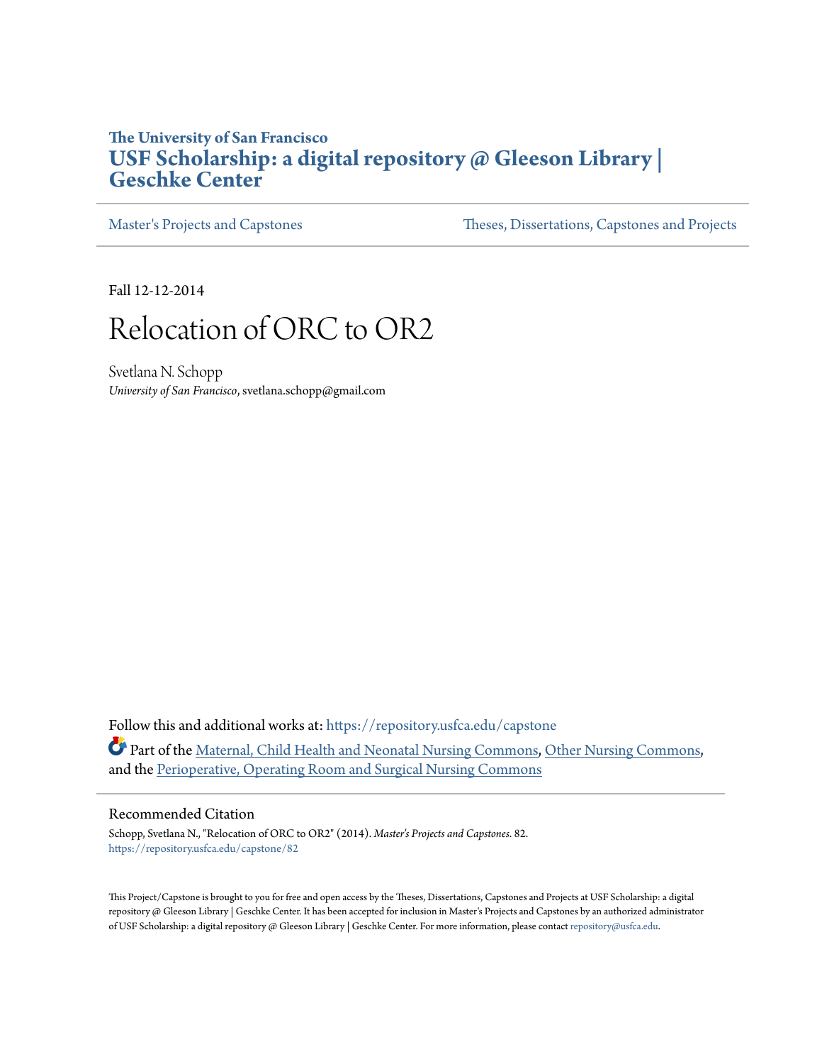**The University of San Francisco**

**USF Scholarship: a digital repository @ Gleeson Library | Geschke Center**

Master's Projects and Capstones | Theses, Dissertations, Capstones and Projects

Fall 12-12-2014

# Relocation of ORC to OR2

Svetlana N. Schopp
*University of San Francisco*, svetlana.schopp@gmail.com

Follow this and additional works at: https://repository.usfca.edu/capstone

Part of the Maternal, Child Health and Neonatal Nursing Commons, Other Nursing Commons, and the Perioperative, Operating Room and Surgical Nursing Commons

## Recommended Citation

Schopp, Svetlana N., "Relocation of ORC to OR2" (2014). *Master's Projects and Capstones*. 82.
https://repository.usfca.edu/capstone/82

This Project/Capstone is brought to you for free and open access by the Theses, Dissertations, Capstones and Projects at USF Scholarship: a digital repository @ Gleeson Library | Geschke Center. It has been accepted for inclusion in Master's Projects and Capstones by an authorized administrator of USF Scholarship: a digital repository @ Gleeson Library | Geschke Center. For more information, please contact repository@usfca.edu.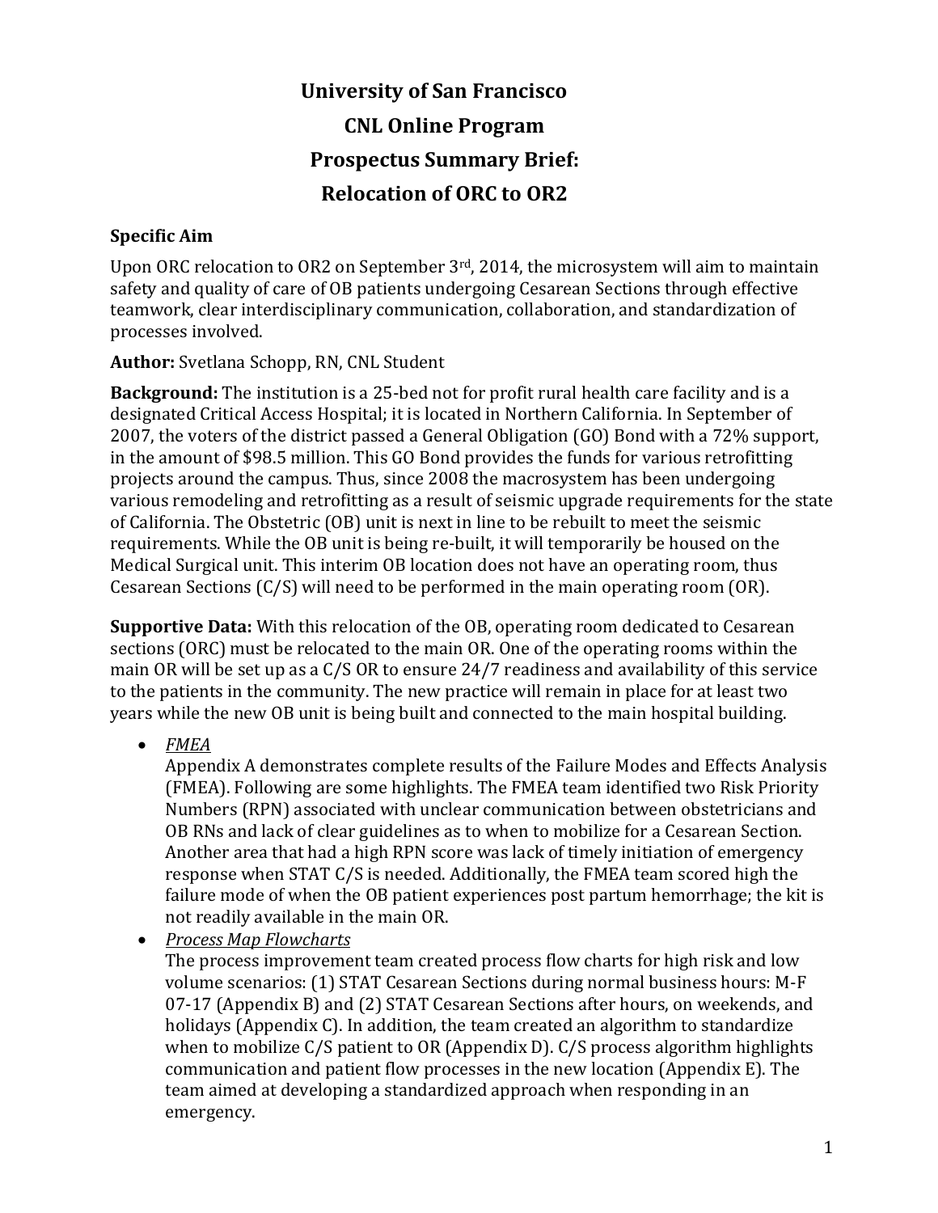# University of San Francisco

# CNL Online Program

# Prospectus Summary Brief:

# Relocation of ORC to OR2

## Specific Aim

Upon ORC relocation to OR2 on September 3rd, 2014, the microsystem will aim to maintain safety and quality of care of OB patients undergoing Cesarean Sections through effective teamwork, clear interdisciplinary communication, collaboration, and standardization of processes involved.

**Author:** Svetlana Schopp, RN, CNL Student

**Background:** The institution is a 25-bed not for profit rural health care facility and is a designated Critical Access Hospital; it is located in Northern California. In September of 2007, the voters of the district passed a General Obligation (GO) Bond with a 72% support, in the amount of $98.5 million. This GO Bond provides the funds for various retrofitting projects around the campus. Thus, since 2008 the macrosystem has been undergoing various remodeling and retrofitting as a result of seismic upgrade requirements for the state of California. The Obstetric (OB) unit is next in line to be rebuilt to meet the seismic requirements. While the OB unit is being re-built, it will temporarily be housed on the Medical Surgical unit. This interim OB location does not have an operating room, thus Cesarean Sections (C/S) will need to be performed in the main operating room (OR).

**Supportive Data:** With this relocation of the OB, operating room dedicated to Cesarean sections (ORC) must be relocated to the main OR. One of the operating rooms within the main OR will be set up as a C/S OR to ensure 24/7 readiness and availability of this service to the patients in the community. The new practice will remain in place for at least two years while the new OB unit is being built and connected to the main hospital building.

- *FMEA*
  Appendix A demonstrates complete results of the Failure Modes and Effects Analysis (FMEA). Following are some highlights. The FMEA team identified two Risk Priority Numbers (RPN) associated with unclear communication between obstetricians and OB RNs and lack of clear guidelines as to when to mobilize for a Cesarean Section. Another area that had a high RPN score was lack of timely initiation of emergency response when STAT C/S is needed. Additionally, the FMEA team scored high the failure mode of when the OB patient experiences post partum hemorrhage; the kit is not readily available in the main OR.
- *Process Map Flowcharts*
  The process improvement team created process flow charts for high risk and low volume scenarios: (1) STAT Cesarean Sections during normal business hours: M-F 07-17 (Appendix B) and (2) STAT Cesarean Sections after hours, on weekends, and holidays (Appendix C). In addition, the team created an algorithm to standardize when to mobilize C/S patient to OR (Appendix D). C/S process algorithm highlights communication and patient flow processes in the new location (Appendix E). The team aimed at developing a standardized approach when responding in an emergency.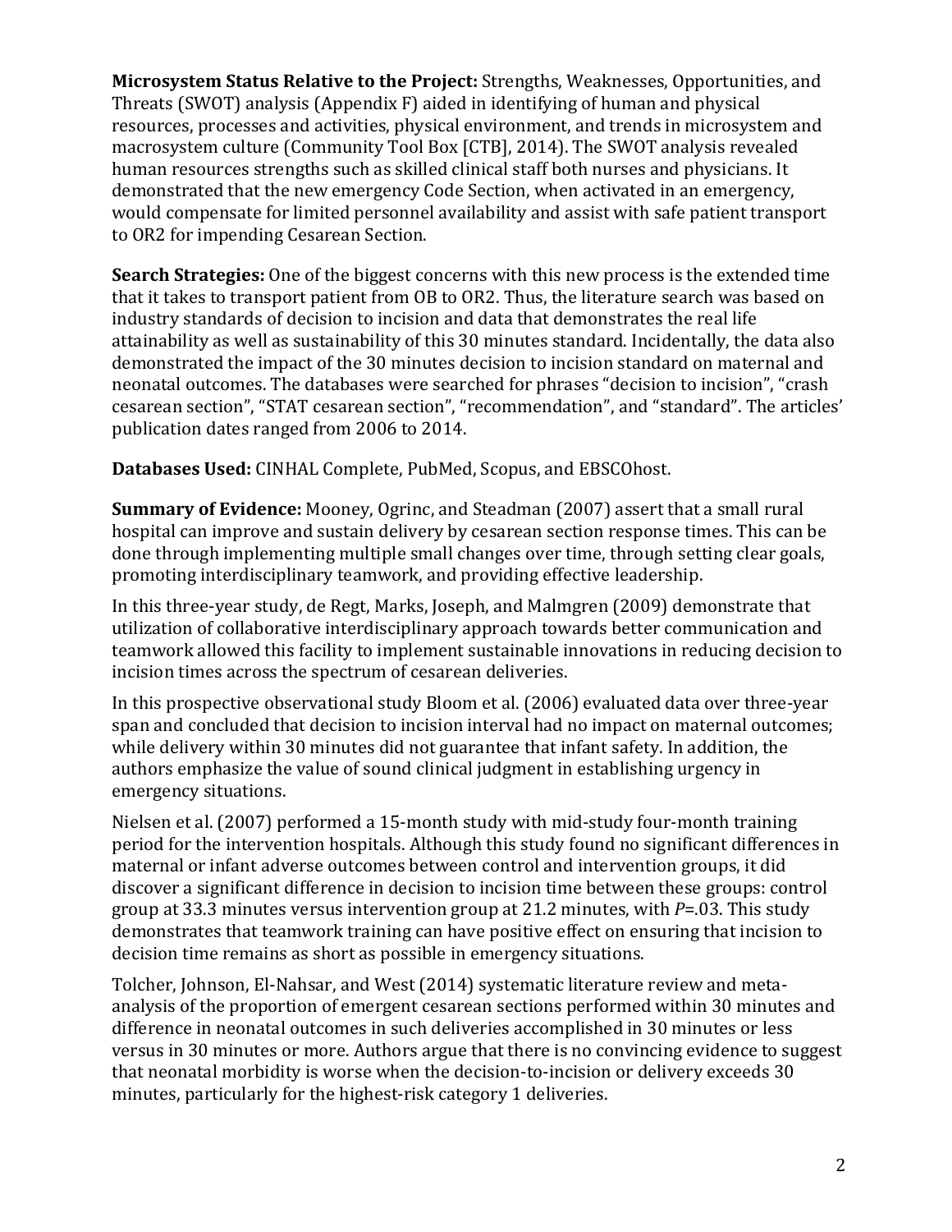**Microsystem Status Relative to the Project:** Strengths, Weaknesses, Opportunities, and Threats (SWOT) analysis (Appendix F) aided in identifying of human and physical resources, processes and activities, physical environment, and trends in microsystem and macrosystem culture (Community Tool Box [CTB], 2014). The SWOT analysis revealed human resources strengths such as skilled clinical staff both nurses and physicians. It demonstrated that the new emergency Code Section, when activated in an emergency, would compensate for limited personnel availability and assist with safe patient transport to OR2 for impending Cesarean Section.

**Search Strategies:** One of the biggest concerns with this new process is the extended time that it takes to transport patient from OB to OR2. Thus, the literature search was based on industry standards of decision to incision and data that demonstrates the real life attainability as well as sustainability of this 30 minutes standard. Incidentally, the data also demonstrated the impact of the 30 minutes decision to incision standard on maternal and neonatal outcomes. The databases were searched for phrases "decision to incision", "crash cesarean section", "STAT cesarean section", "recommendation", and "standard". The articles' publication dates ranged from 2006 to 2014.

**Databases Used:** CINHAL Complete, PubMed, Scopus, and EBSCOhost.

**Summary of Evidence:** Mooney, Ogrinc, and Steadman (2007) assert that a small rural hospital can improve and sustain delivery by cesarean section response times. This can be done through implementing multiple small changes over time, through setting clear goals, promoting interdisciplinary teamwork, and providing effective leadership.

In this three-year study, de Regt, Marks, Joseph, and Malmgren (2009) demonstrate that utilization of collaborative interdisciplinary approach towards better communication and teamwork allowed this facility to implement sustainable innovations in reducing decision to incision times across the spectrum of cesarean deliveries.

In this prospective observational study Bloom et al. (2006) evaluated data over three-year span and concluded that decision to incision interval had no impact on maternal outcomes; while delivery within 30 minutes did not guarantee that infant safety. In addition, the authors emphasize the value of sound clinical judgment in establishing urgency in emergency situations.

Nielsen et al. (2007) performed a 15-month study with mid-study four-month training period for the intervention hospitals. Although this study found no significant differences in maternal or infant adverse outcomes between control and intervention groups, it did discover a significant difference in decision to incision time between these groups: control group at 33.3 minutes versus intervention group at 21.2 minutes, with *P*=.03. This study demonstrates that teamwork training can have positive effect on ensuring that incision to decision time remains as short as possible in emergency situations.

Tolcher, Johnson, El-Nahsar, and West (2014) systematic literature review and meta-analysis of the proportion of emergent cesarean sections performed within 30 minutes and difference in neonatal outcomes in such deliveries accomplished in 30 minutes or less versus in 30 minutes or more. Authors argue that there is no convincing evidence to suggest that neonatal morbidity is worse when the decision-to-incision or delivery exceeds 30 minutes, particularly for the highest-risk category 1 deliveries.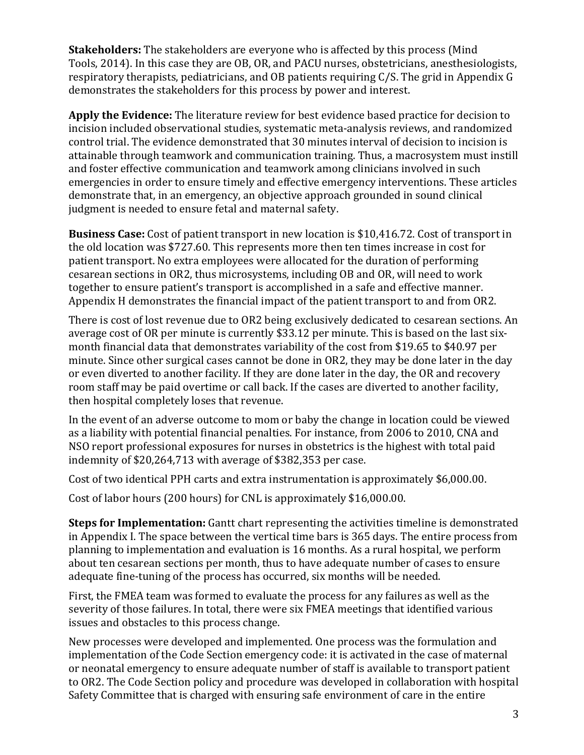**Stakeholders:** The stakeholders are everyone who is affected by this process (Mind Tools, 2014). In this case they are OB, OR, and PACU nurses, obstetricians, anesthesiologists, respiratory therapists, pediatricians, and OB patients requiring C/S. The grid in Appendix G demonstrates the stakeholders for this process by power and interest.

**Apply the Evidence:** The literature review for best evidence based practice for decision to incision included observational studies, systematic meta-analysis reviews, and randomized control trial. The evidence demonstrated that 30 minutes interval of decision to incision is attainable through teamwork and communication training. Thus, a macrosystem must instill and foster effective communication and teamwork among clinicians involved in such emergencies in order to ensure timely and effective emergency interventions. These articles demonstrate that, in an emergency, an objective approach grounded in sound clinical judgment is needed to ensure fetal and maternal safety.

**Business Case:** Cost of patient transport in new location is $10,416.72. Cost of transport in the old location was $727.60. This represents more then ten times increase in cost for patient transport. No extra employees were allocated for the duration of performing cesarean sections in OR2, thus microsystems, including OB and OR, will need to work together to ensure patient's transport is accomplished in a safe and effective manner. Appendix H demonstrates the financial impact of the patient transport to and from OR2.

There is cost of lost revenue due to OR2 being exclusively dedicated to cesarean sections. An average cost of OR per minute is currently $33.12 per minute. This is based on the last six-month financial data that demonstrates variability of the cost from $19.65 to $40.97 per minute. Since other surgical cases cannot be done in OR2, they may be done later in the day or even diverted to another facility. If they are done later in the day, the OR and recovery room staff may be paid overtime or call back. If the cases are diverted to another facility, then hospital completely loses that revenue.

In the event of an adverse outcome to mom or baby the change in location could be viewed as a liability with potential financial penalties. For instance, from 2006 to 2010, CNA and NSO report professional exposures for nurses in obstetrics is the highest with total paid indemnity of $20,264,713 with average of $382,353 per case.

Cost of two identical PPH carts and extra instrumentation is approximately $6,000.00.

Cost of labor hours (200 hours) for CNL is approximately $16,000.00.

**Steps for Implementation:** Gantt chart representing the activities timeline is demonstrated in Appendix I. The space between the vertical time bars is 365 days. The entire process from planning to implementation and evaluation is 16 months. As a rural hospital, we perform about ten cesarean sections per month, thus to have adequate number of cases to ensure adequate fine-tuning of the process has occurred, six months will be needed.

First, the FMEA team was formed to evaluate the process for any failures as well as the severity of those failures. In total, there were six FMEA meetings that identified various issues and obstacles to this process change.

New processes were developed and implemented. One process was the formulation and implementation of the Code Section emergency code: it is activated in the case of maternal or neonatal emergency to ensure adequate number of staff is available to transport patient to OR2. The Code Section policy and procedure was developed in collaboration with hospital Safety Committee that is charged with ensuring safe environment of care in the entire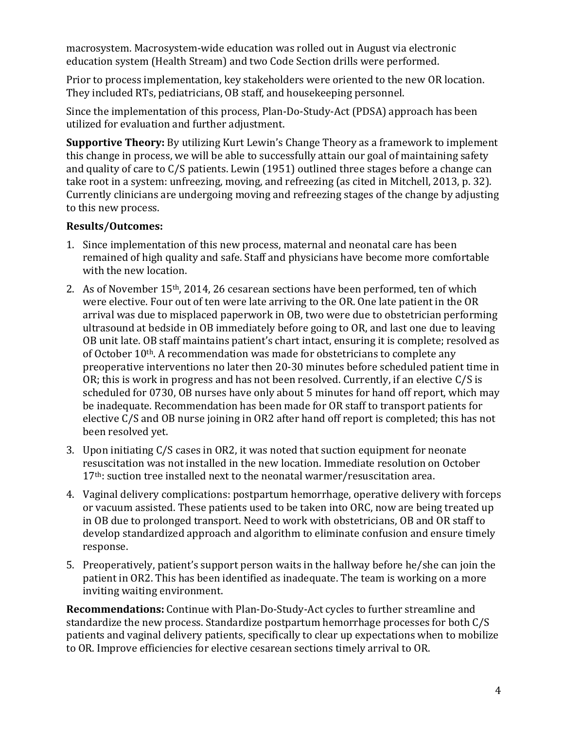macrosystem. Macrosystem-wide education was rolled out in August via electronic education system (Health Stream) and two Code Section drills were performed.

Prior to process implementation, key stakeholders were oriented to the new OR location. They included RTs, pediatricians, OB staff, and housekeeping personnel.

Since the implementation of this process, Plan-Do-Study-Act (PDSA) approach has been utilized for evaluation and further adjustment.

**Supportive Theory:** By utilizing Kurt Lewin's Change Theory as a framework to implement this change in process, we will be able to successfully attain our goal of maintaining safety and quality of care to C/S patients. Lewin (1951) outlined three stages before a change can take root in a system: unfreezing, moving, and refreezing (as cited in Mitchell, 2013, p. 32). Currently clinicians are undergoing moving and refreezing stages of the change by adjusting to this new process.

**Results/Outcomes:**

1. Since implementation of this new process, maternal and neonatal care has been remained of high quality and safe. Staff and physicians have become more comfortable with the new location.
2. As of November 15th, 2014, 26 cesarean sections have been performed, ten of which were elective. Four out of ten were late arriving to the OR. One late patient in the OR arrival was due to misplaced paperwork in OB, two were due to obstetrician performing ultrasound at bedside in OB immediately before going to OR, and last one due to leaving OB unit late. OB staff maintains patient's chart intact, ensuring it is complete; resolved as of October 10th. A recommendation was made for obstetricians to complete any preoperative interventions no later then 20-30 minutes before scheduled patient time in OR; this is work in progress and has not been resolved. Currently, if an elective C/S is scheduled for 0730, OB nurses have only about 5 minutes for hand off report, which may be inadequate. Recommendation has been made for OR staff to transport patients for elective C/S and OB nurse joining in OR2 after hand off report is completed; this has not been resolved yet.
3. Upon initiating C/S cases in OR2, it was noted that suction equipment for neonate resuscitation was not installed in the new location. Immediate resolution on October 17th: suction tree installed next to the neonatal warmer/resuscitation area.
4. Vaginal delivery complications: postpartum hemorrhage, operative delivery with forceps or vacuum assisted. These patients used to be taken into ORC, now are being treated up in OB due to prolonged transport. Need to work with obstetricians, OB and OR staff to develop standardized approach and algorithm to eliminate confusion and ensure timely response.
5. Preoperatively, patient's support person waits in the hallway before he/she can join the patient in OR2. This has been identified as inadequate. The team is working on a more inviting waiting environment.

**Recommendations:** Continue with Plan-Do-Study-Act cycles to further streamline and standardize the new process. Standardize postpartum hemorrhage processes for both C/S patients and vaginal delivery patients, specifically to clear up expectations when to mobilize to OR. Improve efficiencies for elective cesarean sections timely arrival to OR.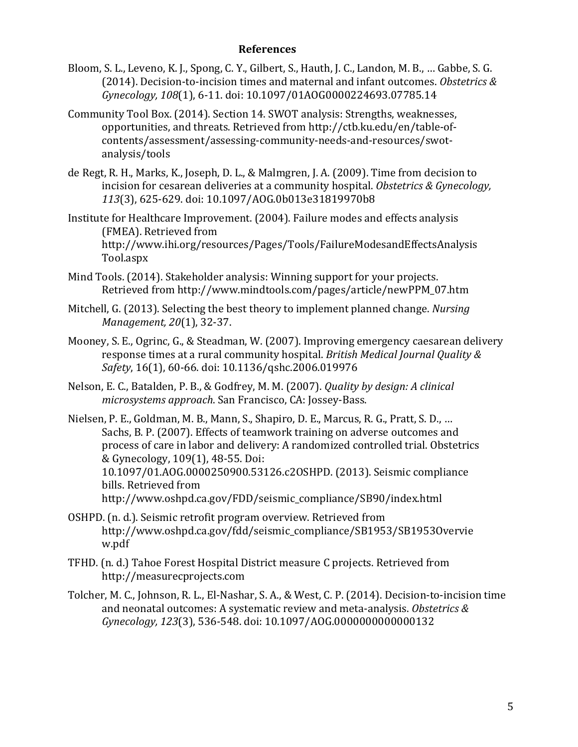**References**

Bloom, S. L., Leveno, K. J., Spong, C. Y., Gilbert, S., Hauth, J. C., Landon, M. B., … Gabbe, S. G. (2014). Decision-to-incision times and maternal and infant outcomes. *Obstetrics & Gynecology, 108*(1), 6-11. doi: 10.1097/01AOG0000224693.07785.14

Community Tool Box. (2014). Section 14. SWOT analysis: Strengths, weaknesses, opportunities, and threats. Retrieved from http://ctb.ku.edu/en/table-of-contents/assessment/assessing-community-needs-and-resources/swot-analysis/tools

de Regt, R. H., Marks, K., Joseph, D. L., & Malmgren, J. A. (2009). Time from decision to incision for cesarean deliveries at a community hospital. *Obstetrics & Gynecology, 113*(3), 625-629. doi: 10.1097/AOG.0b013e31819970b8

Institute for Healthcare Improvement. (2004). Failure modes and effects analysis (FMEA). Retrieved from http://www.ihi.org/resources/Pages/Tools/FailureModesandEffectsAnalysisTool.aspx

Mind Tools. (2014). Stakeholder analysis: Winning support for your projects. Retrieved from http://www.mindtools.com/pages/article/newPPM_07.htm

Mitchell, G. (2013). Selecting the best theory to implement planned change. *Nursing Management, 20*(1), 32-37.

Mooney, S. E., Ogrinc, G., & Steadman, W. (2007). Improving emergency caesarean delivery response times at a rural community hospital. *British Medical Journal Quality & Safety*, 16(1), 60-66. doi: 10.1136/qshc.2006.019976

Nelson, E. C., Batalden, P. B., & Godfrey, M. M. (2007). *Quality by design: A clinical microsystems approach*. San Francisco, CA: Jossey-Bass.

Nielsen, P. E., Goldman, M. B., Mann, S., Shapiro, D. E., Marcus, R. G., Pratt, S. D., … Sachs, B. P. (2007). Effects of teamwork training on adverse outcomes and process of care in labor and delivery: A randomized controlled trial. Obstetrics & Gynecology, 109(1), 48-55. Doi: 10.1097/01.AOG.0000250900.53126.c2OSHPD. (2013). Seismic compliance bills. Retrieved from http://www.oshpd.ca.gov/FDD/seismic_compliance/SB90/index.html

OSHPD. (n. d.). Seismic retrofit program overview. Retrieved from http://www.oshpd.ca.gov/fdd/seismic_compliance/SB1953/SB1953Overview.pdf

TFHD. (n. d.) Tahoe Forest Hospital District measure C projects. Retrieved from http://measurecprojects.com

Tolcher, M. C., Johnson, R. L., El-Nashar, S. A., & West, C. P. (2014). Decision-to-incision time and neonatal outcomes: A systematic review and meta-analysis. *Obstetrics & Gynecology, 123*(3), 536-548. doi: 10.1097/AOG.0000000000000132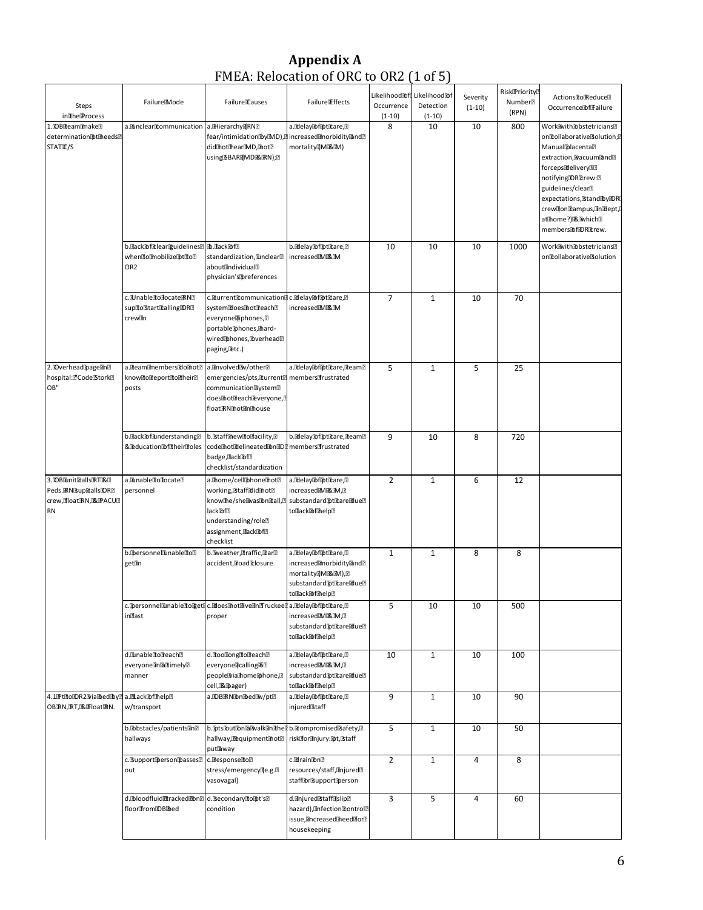# Appendix A

FMEA: Relocation of ORC to OR2 (1 of 5)

| Steps in the Process | Failure Mode | Failure Causes | Failure Effects | Likelihood of Occurrence (1-10) | Likelihood of Detection (1-10) | Severity (1-10) | Risk Priority Number (RPN) | Actions to Reduce Occurrence of Failure |
|---|---|---|---|---|---|---|---|---|
| 1. OB team make determination pt needs STAT C/S | a. unclear communication | a. Hierarchy (RN fear/intimidation by MD), did not hear MD, not using SBAR (MD & RN); | a. delay of pt care, increased morbidity and mortality (M & M) | 8 | 10 | 10 | 800 | Work with obstetricians on collaborative solution; Manual placenta extraction, vacuum and forceps delivery - notifying OR crew: guidelines/clear expectations, stand by OR crew (on campus, in dept, at home?) & which members of OR crew. |
| | b. lack of clear guidelines when to mobilize pt to OR2 | b. lack of standardization, unclear about individual physician's preferences | b. delay of pt care, increased M & M | 10 | 10 | 10 | 1000 | Work with obstetricians on collaborative solution |
| | c. Unable to locate RN sup to start calling OR crew in | c. current communication system does not reach everyone (iphones, portable phones, hard-wired phones, overhead paging, etc.) | c. delay of pt care, increased M & M | 7 | 1 | 10 | 70 | |
| 2. Overhead page in hospital: "Code Stork OB" | a. team members do not know to report to their posts | a. involved w/other emergencies/pts, current communication system does not reach everyone, float RN not in house | a. delay of pt care, team members frustrated | 5 | 1 | 5 | 25 | |
| | b. lack of understanding & education of their roles | b. staff new to facility, code not delineated on ID badge, lack of checklist/standardization | b. delay of pt care, team members frustrated | 9 | 10 | 8 | 720 | |
| 3. OB unit calls RT & Peds. RN sup calls OR crew, float RN, & PACU RN | a. unable to locate personnel | a. home/cell phone not working, staff did not know he/she was on call, lack of understanding/role assignment, lack of checklist | a. delay of pt care, increased M & M, substandard pt care due to lack of help | 2 | 1 | 6 | 12 | |
| | b. personnel unable to get in | b. weather, traffic, car accident, road closure | a. delay of pt care, increased morbidity and mortality (M & M), substandard pt care due to lack of help | 1 | 1 | 8 | 8 | |
| | c. personnel unable to get in fast | c. does not live in Truckee proper | a. delay of pt care, increased M & M, substandard pt care due to lack of help | 5 | 10 | 10 | 500 | |
| | d. unable to reach everyone in a timely manner | d. too long to reach everyone (calling 5 people via home phone, cell, & pager) | a. delay of pt care, increased M & M, substandard pt care due to lack of help | 10 | 1 | 10 | 100 | |
| 4.1 Pt to OR2 via bed by OB RN, RT, & Float RN. | a. Lack of help w/transport | a. OB RN on bed w/pt | a. delay of pt care, injured staff | 9 | 1 | 10 | 90 | |
| | b. obstacles/patients in hallways | b. pts out on a walk in the hallway, equipment not put away | b. compromised safety, risk for injury: pt, staff | 5 | 1 | 10 | 50 | |
| | c. support person passes out | c. response to stress/emergency (e.g. vasovagal) | c. drain on resources/staff, injured staff or support person | 2 | 1 | 4 | 8 | |
| | d. blood fluid tracked on floor from OB bed | d. secondary to pt's condition | d. injured staff (slip hazard), infection control issue, increased need for housekeeping | 3 | 5 | 4 | 60 | |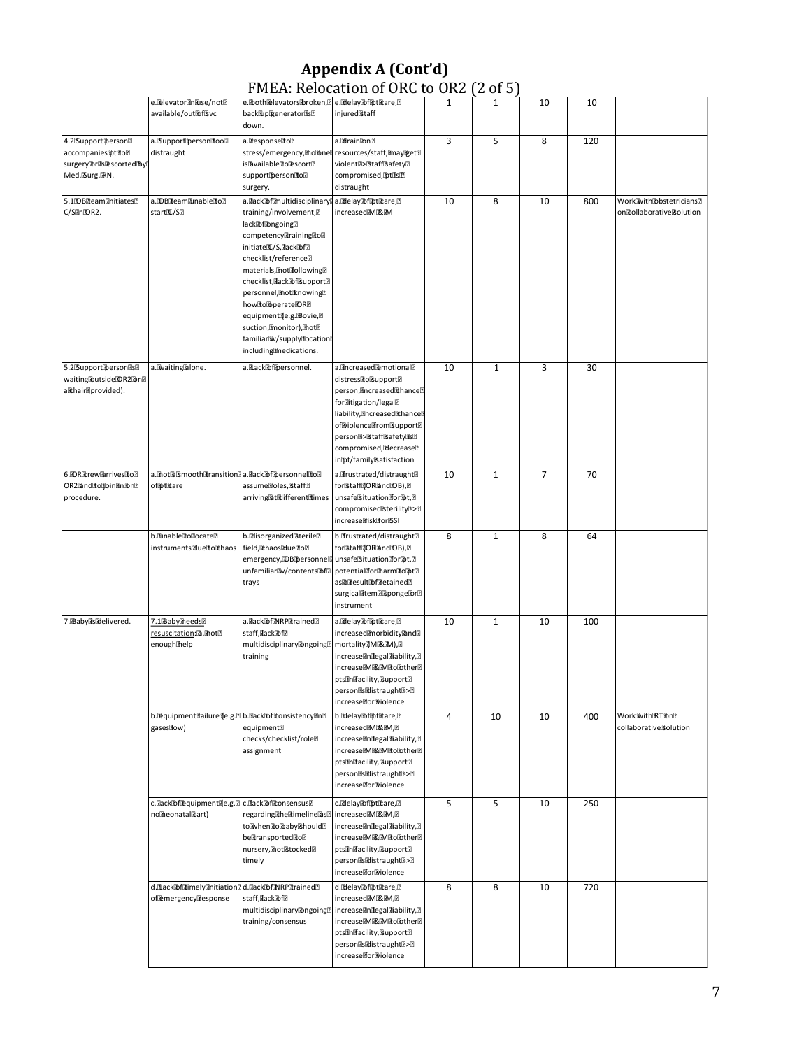# Appendix A (Cont'd)

## FMEA: Relocation of ORC to OR2 (2 of 5)

| | | | | | | | | |
|---|---|---|---|---|---|---|---|---|
| | e. elevator in use/not available/out of svc | e. both elevators broken, back up generator is down. | e. delay of pt care, injured staff | 1 | 1 | 10 | 10 | |
| 4.2 Support person accompanies pt to surgery or is escorted by Med. Surg. RN. | a. Support person too distraught | a. response to stress/emergency, no one is available to escort support person to surgery. | a. drain on resources/staff, may get violent -> staff safety compromised, pt is distraught | 3 | 5 | 8 | 120 | |
| 5.1 OB team initiates C/S in OR2. | a. OB team unable to start C/S | a. lack of multidisciplinary training/involvement, lack of ongoing competency training to initiate C/S, lack of checklist/reference materials, not following checklist, lack of support personnel, not knowing how to operate OR equipment (e.g. Bovie, suction, monitor), not familiar w/supply location including medications. | a. delay of pt care, increased M & M | 10 | 8 | 10 | 800 | Work with obstetricians on collaborative solution |
| 5.2 Support person is waiting outside OR2 on a chair (provided). | a. waiting alone. | a. Lack of personnel. | a. increased emotional distress to support person, increased chance for litigation/legal liability, increased chance of violence from support person -> staff safety is compromised, decrease in pt/family satisfaction | 10 | 1 | 3 | 30 | |
| 6. OR crew arrives to OR2 and to join in on procedure. | a. not a smooth transition of pt care | a. lack of personnel to assume roles, staff arriving at different times | a. frustrated/distraught for staff (OR and OB), unsafe situation for pt, compromised sterility -> increase risk for SSI | 10 | 1 | 7 | 70 | |
| | b. unable to locate instruments due to chaos | b. disorganized sterile field, chaos due to emergency, OB personnel unfamiliar w/contents of trays | b. frustrated/distraught for staff (OR and OB), unsafe situation for pt, potential for harm to pt as a result of retained surgical item - sponge or instrument | 8 | 1 | 8 | 64 | |
| 7. Baby is delivered. | 7.1 Baby needs resuscitation: a. not enough help | a. lack of NRP trained staff, lack of multidisciplinary ongoing training | a. delay of pt care, increased morbidity and mortality (M & M), increase in legal liability, increase M & M to other pts in facility, support person is distraught -> increase for violence | 10 | 1 | 10 | 100 | |
| | b. equipment failure (e.g. gases low) | b. lack of consistency in equipment checks/checklist/role assignment | b. delay of pt care, increased M & M, increase in legal liability, increase M & M to other pts in facility, support person is distraught -> increase for violence | 4 | 10 | 10 | 400 | Work with RT on collaborative solution |
| | c. lack of equipment (e.g. no neonatal cart) | c. lack of consensus regarding the timeline as to when to baby should be transported to nursery, not stocked timely | c. delay of pt care, increased M & M, increase in legal liability, increase M & M to other pts in facility, support person is distraught -> increase for violence | 5 | 5 | 10 | 250 | |
| | d. Lack of timely initiation of emergency response | d. lack of NRP trained staff, lack of multidisciplinary ongoing training/consensus | d. delay of pt care, increased M & M, increase in legal liability, increase M & M to other pts in facility, support person is distraught -> increase for violence | 8 | 8 | 10 | 720 | |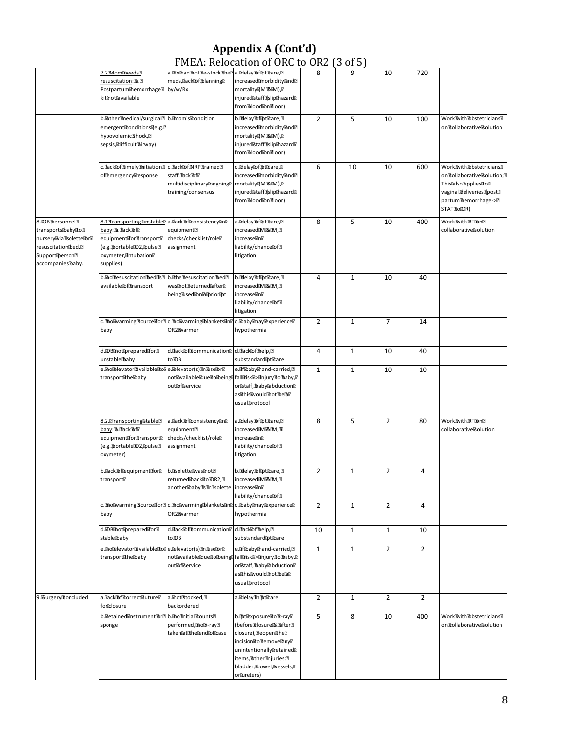# Appendix A (Cont'd)

## FMEA: Relocation of ORC to OR2 (3 of 5)

| | | | | | | | | |
|---|---|---|---|---|---|---|---|---|
| | 7.2 Mom needs resuscitation: a. Postpartum hemorrhage kit not available | a. Rx had not re-stock the meds, lack of planning by w/Rx. | a. delay of pt care, increased morbidity and mortality (M&M), injured staff (slip hazard from blood on floor) | 8 | 9 | 10 | 720 | |
| | b. other medical/surgical emergent conditions (e.g. hypovolemic shock, sepsis, difficult airway) | b. mom's condition | b. delay of pt care, increased morbidity and mortality (M&M), injured staff (slip hazard from blood on floor) | 2 | 5 | 10 | 100 | Work with obstetricians on collaborative solution |
| | c. lack of timely initiation of emergency response | c. lack of NRP trained staff, lack of multidisciplinary ongoing training/consensus | c. delay of pt care, increased morbidity and mortality (M&M), injured staff (slip hazard from blood on floor) | 6 | 10 | 10 | 600 | Work with obstetricians on collaborative solution; This also applies to vaginal deliveries (post partum hemorrhage-> STAT to OR) |
| 8. OB personnel transports baby to nursery via isolette or resuscitation bed. Support person accompanies baby. | 8.1 Transporting unstable baby: a. lack of equipment for transport (e.g. portable O2, pulse oxymeter, intubation supplies) | a. lack of consistency in equipment checks/checklist/role assignment | a. delay of pt care, increased M&M, increase in liability/chance of litigation | 8 | 5 | 10 | 400 | Work with RT on collaborative solution |
| | b. no resuscitation bed is available of transport | b. the resuscitation bed was not returned after being used on a prior pt | b. delay of pt care, increased M&M, increase in liability/chance of litigation | 4 | 1 | 10 | 40 | |
| | c. no warming source for baby | c. no warming blankets in OR2 warmer | c. baby may experience hypothermia | 2 | 1 | 7 | 14 | |
| | d. OB not prepared for unstable baby | d. lack of communication to OB | d. lack of help, substandard pt care | 4 | 1 | 10 | 40 | |
| | e. no elevator available to transport the baby | e. elevator(s) in use or not available due to being out of service | e. if baby hand-carried, fall risk-> injury to baby, or staff, baby abduction as this would not be a usual protocol | 1 | 1 | 10 | 10 | |
| | 8.2. Transporting stable baby: a. lack of equipment for transport (e.g. portable O2, pulse oxymeter) | a. lack of consistency in equipment checks/checklist/role assignment | a. delay of pt care, increased M&M, increase in liability/chance of litigation | 8 | 5 | 2 | 80 | Work with RT on collaborative solution |
| | b. lack of equipment for transport | b. isolette was not returned back to OR2, another baby is in isolette | b. delay of pt care, increased M&M, increase in liability/chance of | 2 | 1 | 2 | 4 | |
| | c. no warming source for baby | c. no warming blankets in OR2 warmer | c. baby may experience hypothermia | 2 | 1 | 2 | 4 | |
| | d. OB not prepared for stable baby | d. lack of communication to OB | d. lack of help, substandard pt care | 10 | 1 | 1 | 10 | |
| | e. no elevator available to transport the baby | e. elevator(s) in use or not available due to being out of service | e. if baby hand-carried, fall risk-> injury to baby, or staff, baby abduction as this would not be a usual protocol | 1 | 1 | 2 | 2 | |
| 9. Surgery concluded | a. lack of correct suture for closure | a. not stocked, backordered | a. delay in pt care | 2 | 1 | 2 | 2 | |
| | b. retained instrument or sponge | b. no initial counts performed, no x-ray taken at the end of case | b. pt exposure to x-ray (before closure & after closure), reopen the incision to remove any unintentionally retained items, other injuries: bladder, bowel, vessels, or ureters) | 5 | 8 | 10 | 400 | Work with obstetricians on collaborative solution |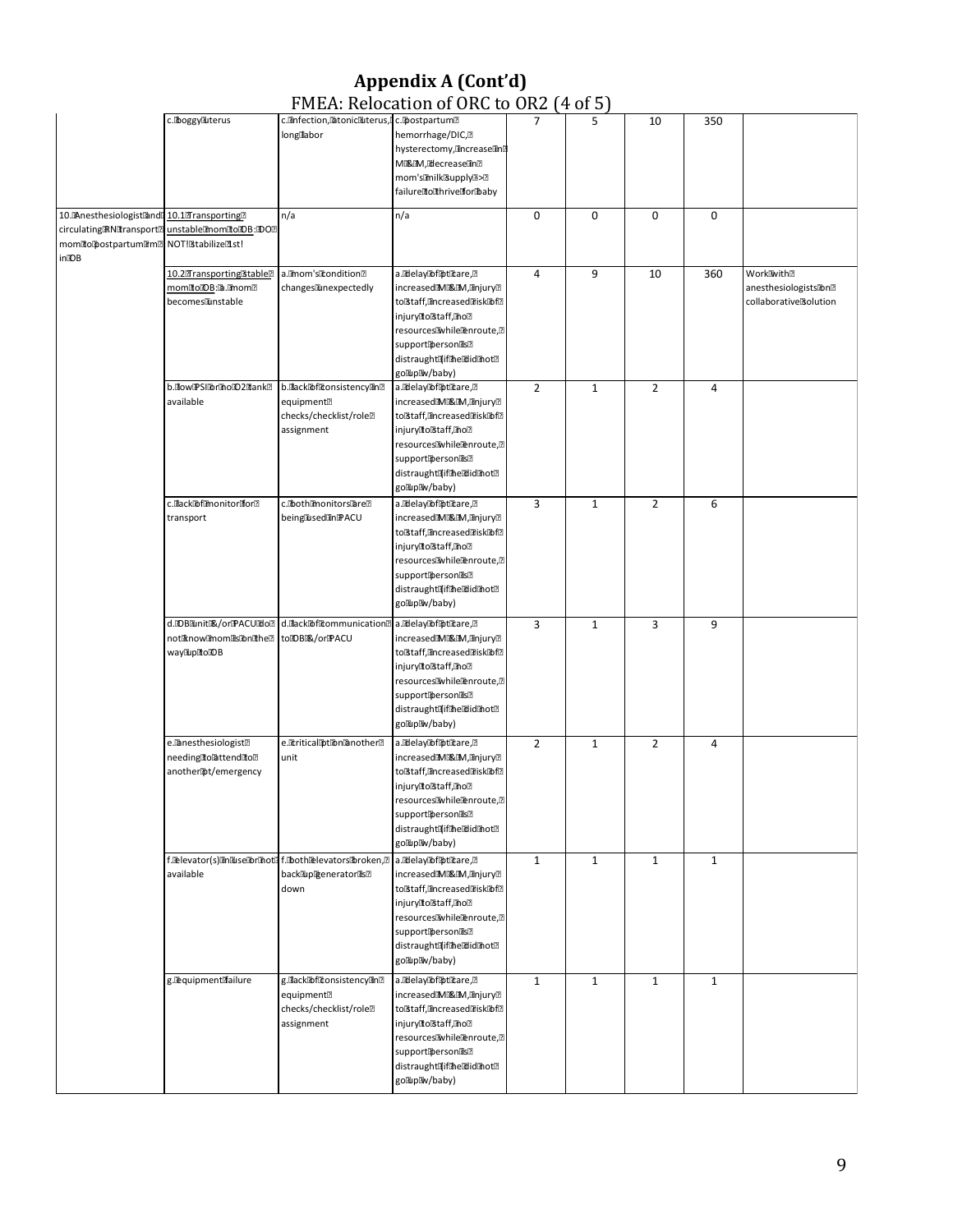# Appendix A (Cont'd)

FMEA: Relocation of ORC to OR2 (4 of 5)

| | | | | | | | | |
|---|---|---|---|---|---|---|---|---|
| | c. boggy uterus | c. infection, atonic uterus, long labor | c. postpartum hemorrhage/DIC, hysterectomy, increase in M&M, decrease in mom's milk supply -> failure to thrive for baby | 7 | 5 | 10 | 350 | |
| 10. Anesthesiologist and circulating RN transport mom to postpartum rm in OB | 10.1 Transporting unstable mom to OB: DO NOT! stabilize 1st! | n/a | n/a | 0 | 0 | 0 | 0 | |
| | 10.2 Transporting stable mom to OB: a. mom becomes unstable | a. mom's condition changes unexpectedly | a. delay of pt care, increased M&M, injury to staff, increased risk of injury to staff, no resources while enroute, support person is distraught (if he did not go up w/baby) | 4 | 9 | 10 | 360 | Work with anesthesiologists on collaborative solution |
| | b. low PSI or no O2 tank available | b. lack of consistency in equipment checks/checklist/role assignment | a. delay of pt care, increased M&M, injury to staff, increased risk of injury to staff, no resources while enroute, support person is distraught (if he did not go up w/baby) | 2 | 1 | 2 | 4 | |
| | c. lack of monitor for transport | c. both monitors are being used in PACU | a. delay of pt care, increased M&M, injury to staff, increased risk of injury to staff, no resources while enroute, support person is distraught (if he did not go up w/baby) | 3 | 1 | 2 | 6 | |
| | d. OB unit &/or PACU do not know mom is on the way up to OB | d. lack of communication to OB &/or PACU | a. delay of pt care, increased M&M, injury to staff, increased risk of injury to staff, no resources while enroute, support person is distraught (if he did not go up w/baby) | 3 | 1 | 3 | 9 | |
| | e. anesthesiologist needing to attend to another pt/emergency | e. critical pt on another unit | a. delay of pt care, increased M&M, injury to staff, increased risk of injury to staff, no resources while enroute, support person is distraught (if he did not go up w/baby) | 2 | 1 | 2 | 4 | |
| | f. elevator(s) in use or not available | f. both elevators broken, back up generator is down | a. delay of pt care, increased M&M, injury to staff, increased risk of injury to staff, no resources while enroute, support person is distraught (if he did not go up w/baby) | 1 | 1 | 1 | 1 | |
| | g. equipment failure | g. lack of consistency in equipment checks/checklist/role assignment | a. delay of pt care, increased M&M, injury to staff, increased risk of injury to staff, no resources while enroute, support person is distraught (if he did not go up w/baby) | 1 | 1 | 1 | 1 | |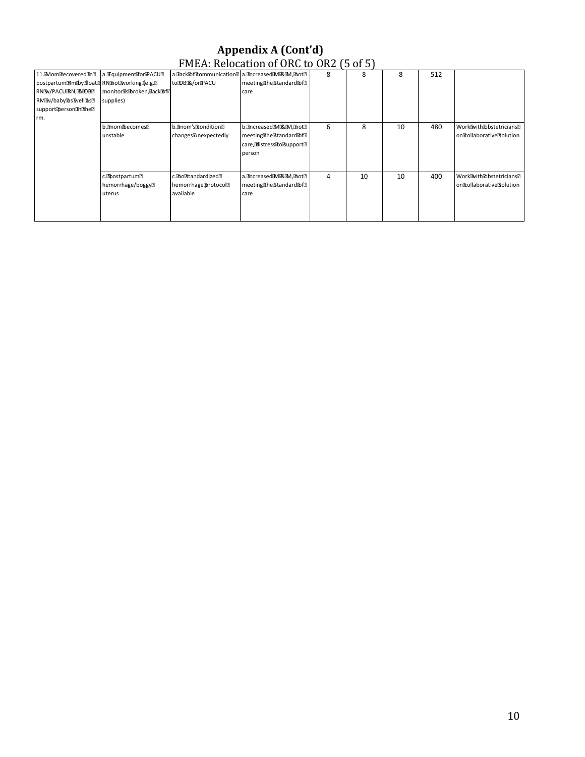# Appendix A (Cont'd)

FMEA: Relocation of ORC to OR2 (5 of 5)

| | | | | | | | | |
|---|---|---|---|---|---|---|---|---|
| 11. Mom recovered in postpartum Rm by float RN w/PACU RN, & OB RM w/baby as well as support person in the rm. | a. Equipment for PACU RN not working (e.g. monitor is broken, lack of supplies) | a. lack of communication to OB &/or PACU | a. increased M & M, not meeting the standard of care | 8 | 8 | 8 | 512 | |
| | b. mom becomes unstable | b. mom's condition changes unexpectedly | b. increased M & M, not meeting the standard of care, distress to support person | 6 | 8 | 10 | 480 | Work with obstetricians on collaborative solution |
| | c. postpartum hemorrhage/boggy uterus | c. no standardized hemorrhage protocol available | a. increased M & M, not meeting the standard of care | 4 | 10 | 10 | 400 | Work with obstetricians on collaborative solution |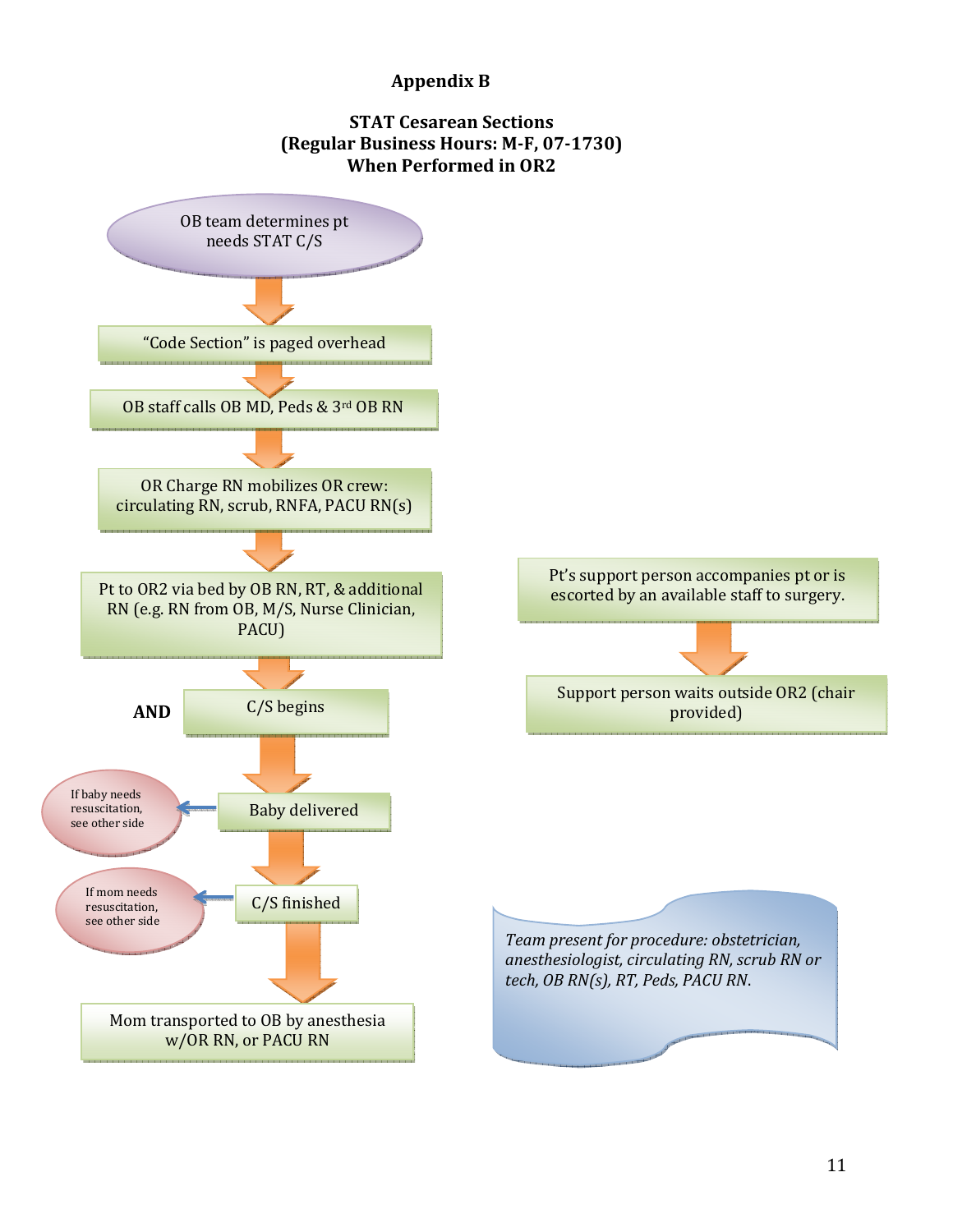## Appendix B

### STAT Cesarean Sections
### (Regular Business Hours: M-F, 07-1730)
### When Performed in OR2

OB team determines pt needs STAT C/S

"Code Section" is paged overhead

OB staff calls OB MD, Peds & 3rd OB RN

OR Charge RN mobilizes OR crew: circulating RN, scrub, RNFA, PACU RN(s)

Pt to OR2 via bed by OB RN, RT, & additional RN (e.g. RN from OB, M/S, Nurse Clinician, PACU)

**AND**

Pt's support person accompanies pt or is escorted by an available staff to surgery.

Support person waits outside OR2 (chair provided)

C/S begins

Baby delivered

If baby needs resuscitation, see other side

C/S finished

If mom needs resuscitation, see other side

Mom transported to OB by anesthesia w/OR RN, or PACU RN

*Team present for procedure: obstetrician, anesthesiologist, circulating RN, scrub RN or tech, OB RN(s), RT, Peds, PACU RN.*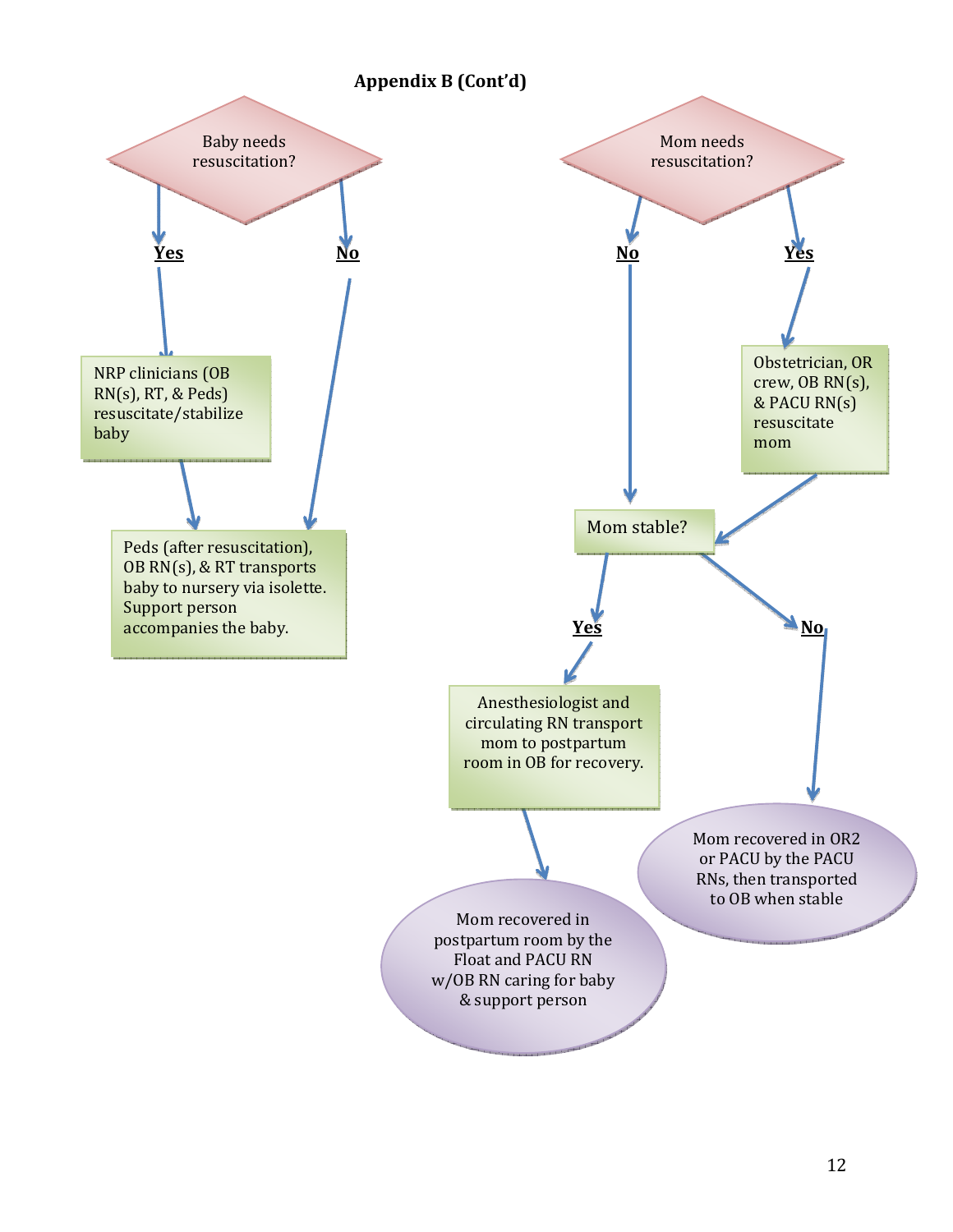## Appendix B (Cont'd)

**Baby needs resuscitation?**

- **Yes** → NRP clinicians (OB RN(s), RT, & Peds) resuscitate/stabilize baby → Peds (after resuscitation), OB RN(s), & RT transports baby to nursery via isolette. Support person accompanies the baby.
- **No** → Peds (after resuscitation), OB RN(s), & RT transports baby to nursery via isolette. Support person accompanies the baby.

**Mom needs resuscitation?**

- **No** → Mom stable?
- **Yes** → Obstetrician, OR crew, OB RN(s), & PACU RN(s) resuscitate mom → Mom stable?

**Mom stable?**

- **Yes** → Anesthesiologist and circulating RN transport mom to postpartum room in OB for recovery. → Mom recovered in postpartum room by the Float and PACU RN w/OB RN caring for baby & support person
- **No** → Mom recovered in OR2 or PACU by the PACU RNs, then transported to OB when stable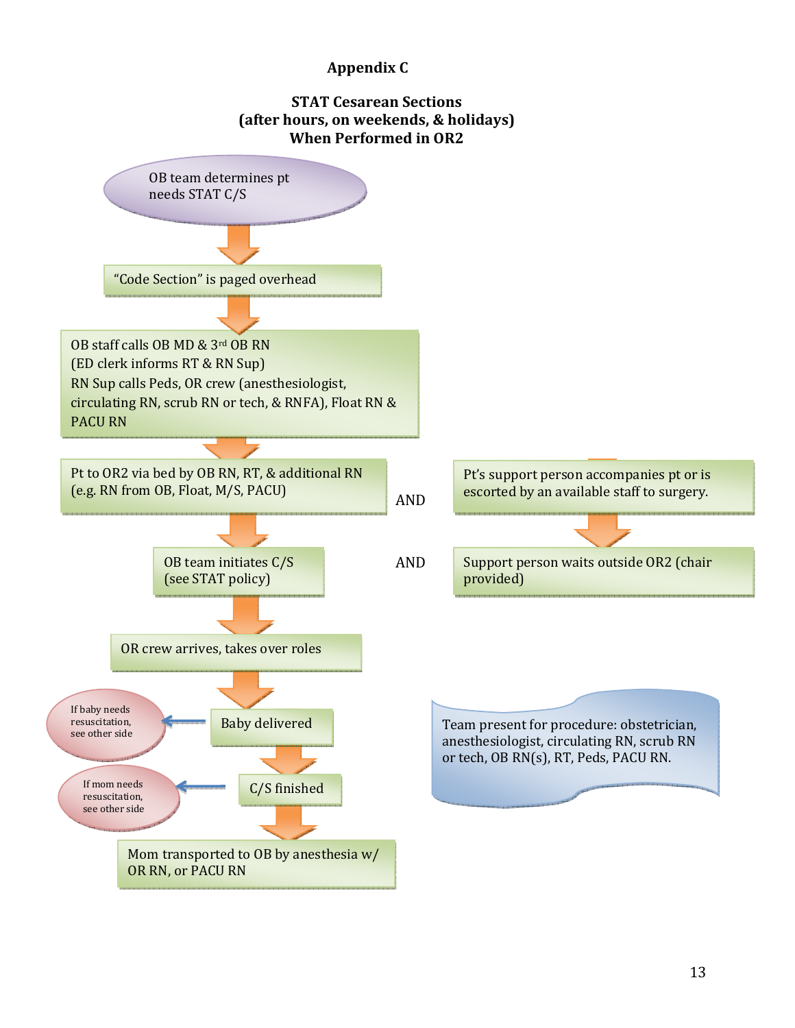# Appendix C

## STAT Cesarean Sections (after hours, on weekends, & holidays) When Performed in OR2

OB team determines pt needs STAT C/S

↓

"Code Section" is paged overhead

↓

OB staff calls OB MD & 3rd OB RN
(ED clerk informs RT & RN Sup)
RN Sup calls Peds, OR crew (anesthesiologist, circulating RN, scrub RN or tech, & RNFA), Float RN & PACU RN

↓

Pt to OR2 via bed by OB RN, RT, & additional RN (e.g. RN from OB, Float, M/S, PACU)

AND

Pt's support person accompanies pt or is escorted by an available staff to surgery.

↓

OB team initiates C/S (see STAT policy)

AND

Support person waits outside OR2 (chair provided)

↓

OR crew arrives, takes over roles

↓

Baby delivered → If baby needs resuscitation, see other side

↓

C/S finished → If mom needs resuscitation, see other side

↓

Mom transported to OB by anesthesia w/ OR RN, or PACU RN

Team present for procedure: obstetrician, anesthesiologist, circulating RN, scrub RN or tech, OB RN(s), RT, Peds, PACU RN.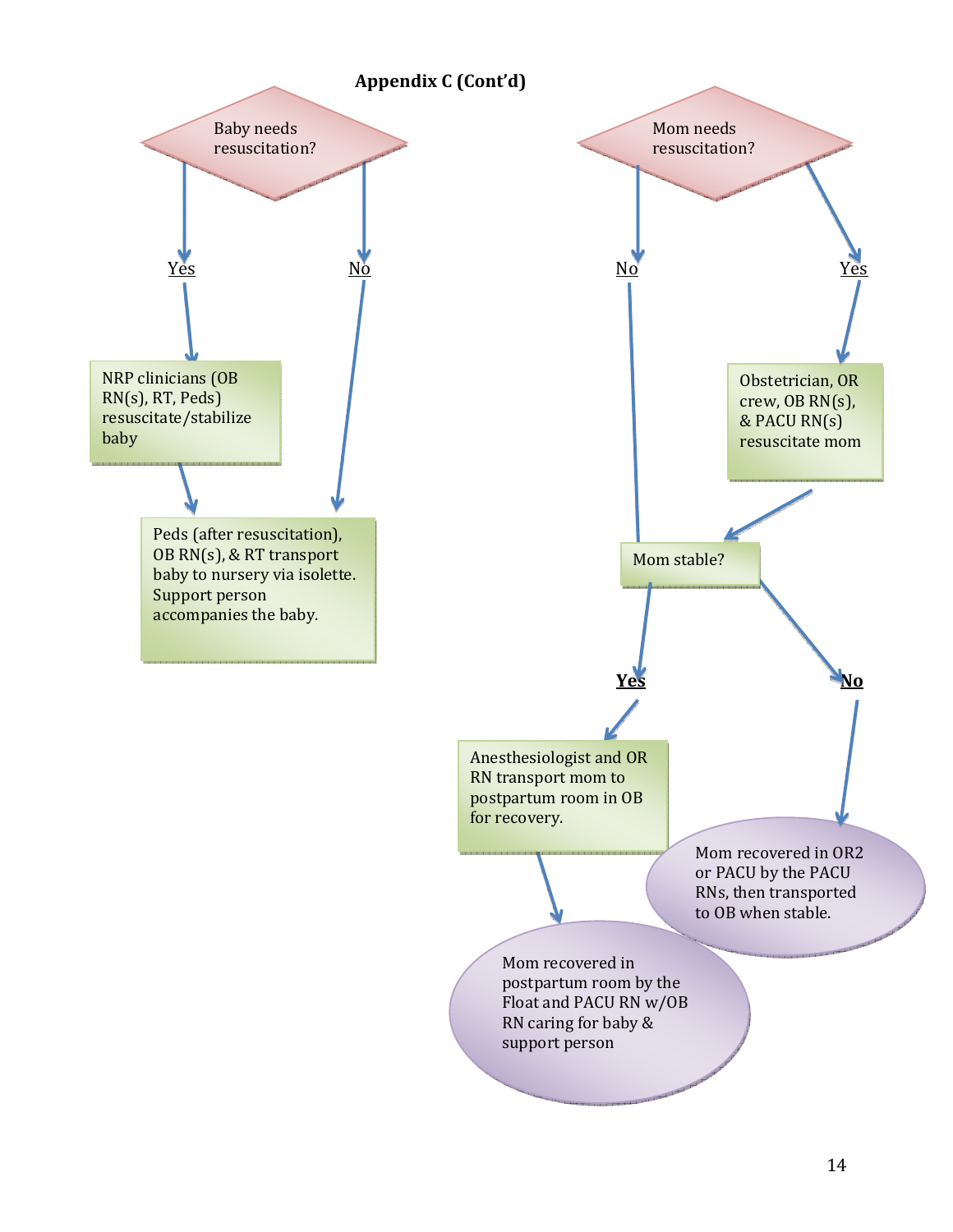**Appendix C (Cont'd)**

Baby needs resuscitation?

- Yes → NRP clinicians (OB RN(s), RT, Peds) resuscitate/stabilize baby → Peds (after resuscitation), OB RN(s), & RT transport baby to nursery via isolette. Support person accompanies the baby.
- No → Peds (after resuscitation), OB RN(s), & RT transport baby to nursery via isolette. Support person accompanies the baby.

Mom needs resuscitation?

- No → Mom stable?
- Yes → Obstetrician, OR crew, OB RN(s), & PACU RN(s) resuscitate mom → Mom stable?

Mom stable?

- Yes → Anesthesiologist and OR RN transport mom to postpartum room in OB for recovery. → Mom recovered in postpartum room by the Float and PACU RN w/OB RN caring for baby & support person
- No → Mom recovered in OR2 or PACU by the PACU RNs, then transported to OB when stable.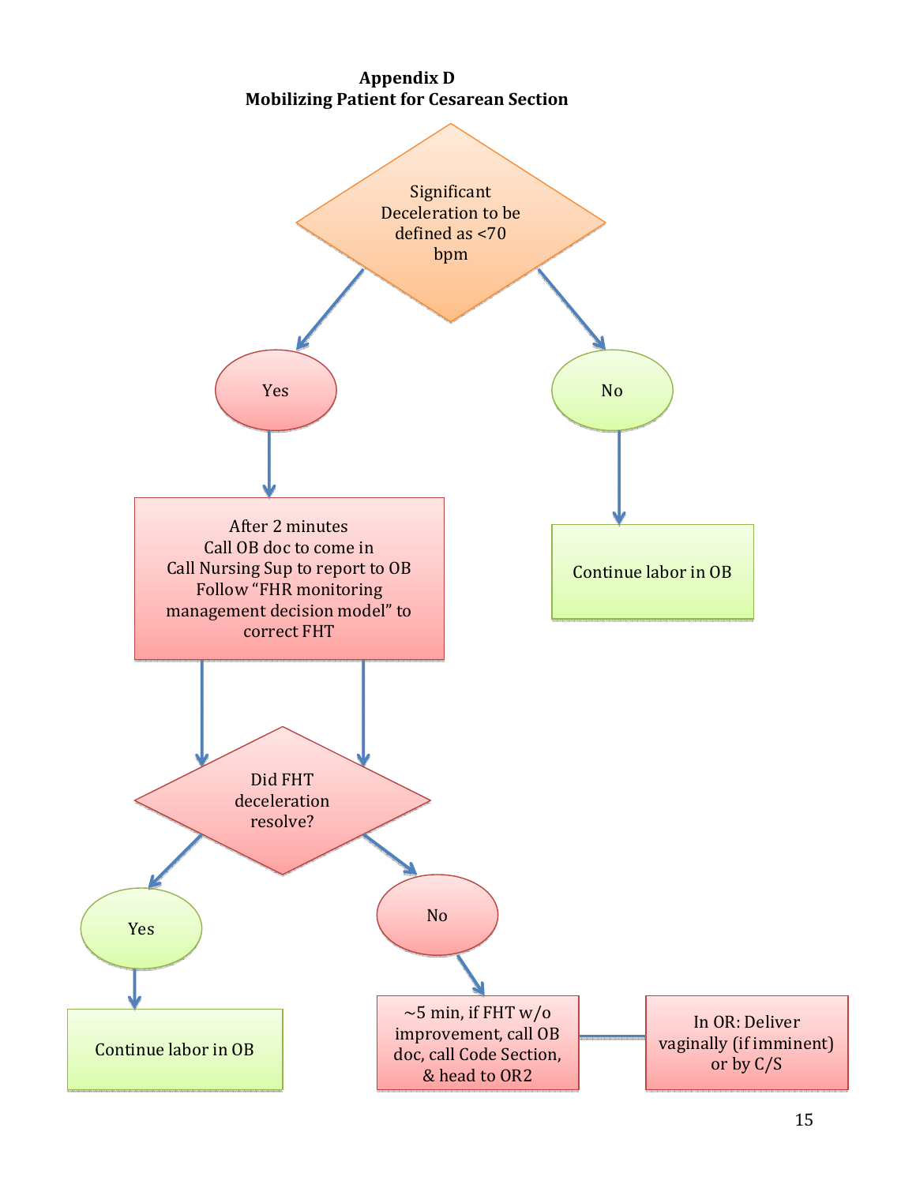**Appendix D**
**Mobilizing Patient for Cesarean Section**

Significant Deceleration to be defined as <70 bpm

Yes

After 2 minutes
Call OB doc to come in
Call Nursing Sup to report to OB
Follow "FHR monitoring management decision model" to correct FHT

Did FHT deceleration resolve?

Yes

Continue labor in OB

No

~5 min, if FHT w/o improvement, call OB doc, call Code Section, & head to OR2

In OR: Deliver vaginally (if imminent) or by C/S

No

Continue labor in OB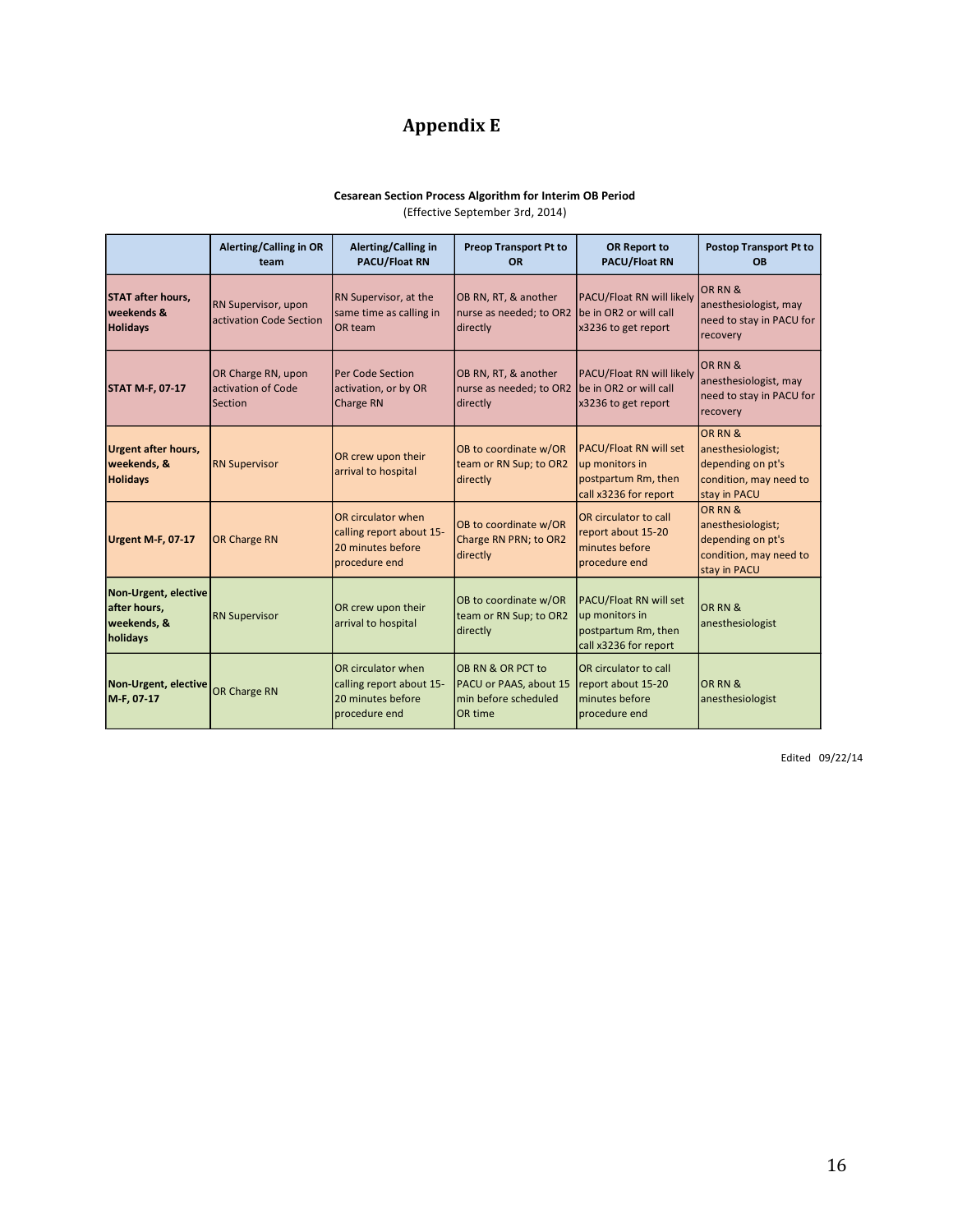# Appendix E

**Cesarean Section Process Algorithm for Interim OB Period**
(Effective September 3rd, 2014)

| | Alerting/Calling in OR team | Alerting/Calling in PACU/Float RN | Preop Transport Pt to OR | OR Report to PACU/Float RN | Postop Transport Pt to OB |
|---|---|---|---|---|---|
| **STAT after hours, weekends & Holidays** | RN Supervisor, upon activation Code Section | RN Supervisor, at the same time as calling in OR team | OB RN, RT, & another nurse as needed; to OR2 directly | PACU/Float RN will likely be in OR2 or will call x3236 to get report | OR RN & anesthesiologist, may need to stay in PACU for recovery |
| **STAT M-F, 07-17** | OR Charge RN, upon activation of Code Section | Per Code Section activation, or by OR Charge RN | OB RN, RT, & another nurse as needed; to OR2 directly | PACU/Float RN will likely be in OR2 or will call x3236 to get report | OR RN & anesthesiologist, may need to stay in PACU for recovery |
| **Urgent after hours, weekends, & Holidays** | RN Supervisor | OR crew upon their arrival to hospital | OB to coordinate w/OR team or RN Sup; to OR2 directly | PACU/Float RN will set up monitors in postpartum Rm, then call x3236 for report | OR RN & anesthesiologist; depending on pt's condition, may need to stay in PACU |
| **Urgent M-F, 07-17** | OR Charge RN | OR circulator when calling report about 15-20 minutes before procedure end | OB to coordinate w/OR Charge RN PRN; to OR2 directly | OR circulator to call report about 15-20 minutes before procedure end | OR RN & anesthesiologist; depending on pt's condition, may need to stay in PACU |
| **Non-Urgent, elective after hours, weekends, & holidays** | RN Supervisor | OR crew upon their arrival to hospital | OB to coordinate w/OR team or RN Sup; to OR2 directly | PACU/Float RN will set up monitors in postpartum Rm, then call x3236 for report | OR RN & anesthesiologist |
| **Non-Urgent, elective M-F, 07-17** | OR Charge RN | OR circulator when calling report about 15-20 minutes before procedure end | OB RN & OR PCT to PACU or PAAS, about 15 min before scheduled OR time | OR circulator to call report about 15-20 minutes before procedure end | OR RN & anesthesiologist |

Edited 09/22/14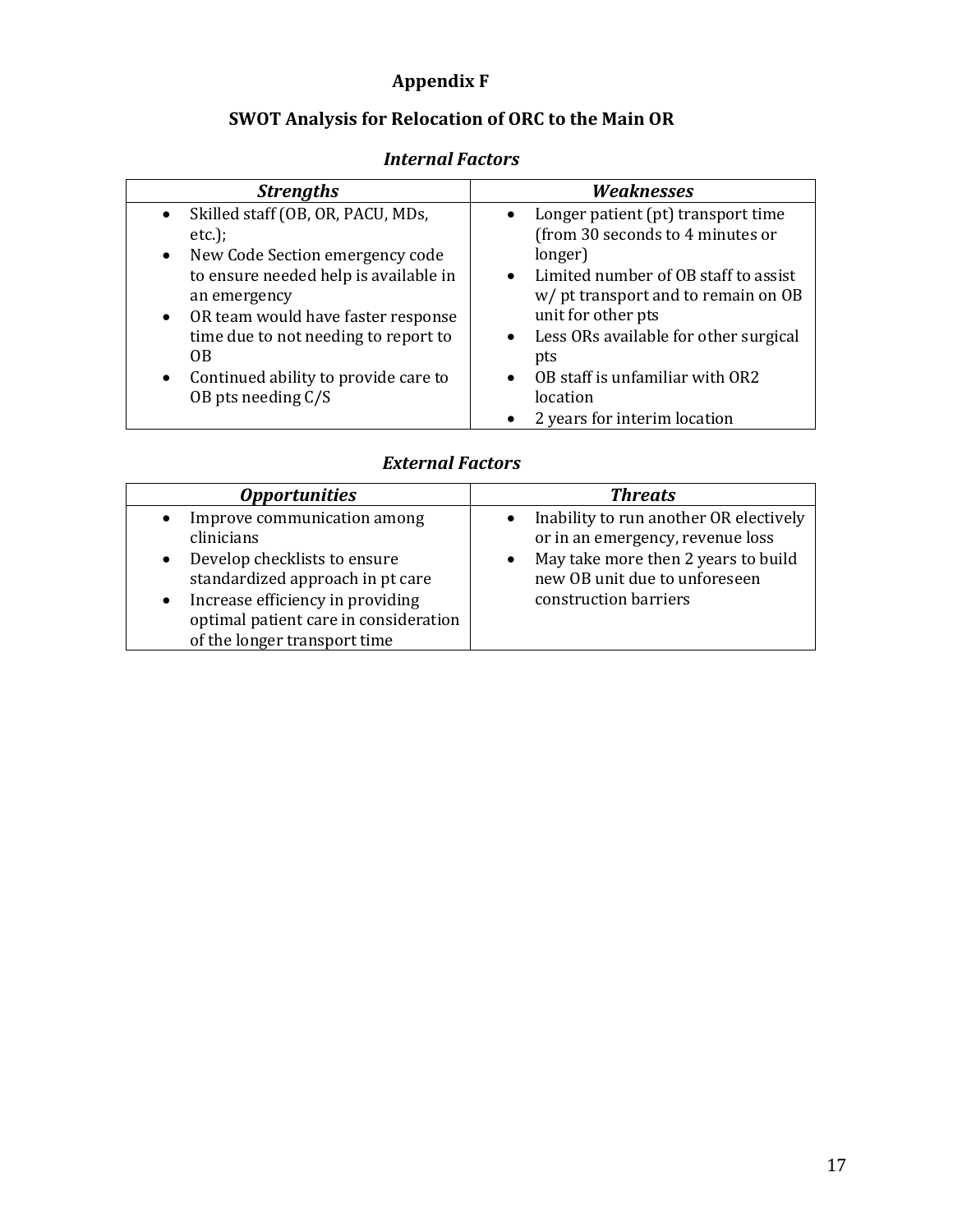# Appendix F

## SWOT Analysis for Relocation of ORC to the Main OR

### *Internal Factors*

| *Strengths* | *Weaknesses* |
|---|---|
| • Skilled staff (OB, OR, PACU, MDs, etc.);<br>• New Code Section emergency code to ensure needed help is available in an emergency<br>• OR team would have faster response time due to not needing to report to OB<br>• Continued ability to provide care to OB pts needing C/S | • Longer patient (pt) transport time (from 30 seconds to 4 minutes or longer)<br>• Limited number of OB staff to assist w/ pt transport and to remain on OB unit for other pts<br>• Less ORs available for other surgical pts<br>• OB staff is unfamiliar with OR2 location<br>• 2 years for interim location |

### *External Factors*

| *Opportunities* | *Threats* |
|---|---|
| • Improve communication among clinicians<br>• Develop checklists to ensure standardized approach in pt care<br>• Increase efficiency in providing optimal patient care in consideration of the longer transport time | • Inability to run another OR electively or in an emergency, revenue loss<br>• May take more then 2 years to build new OB unit due to unforeseen construction barriers |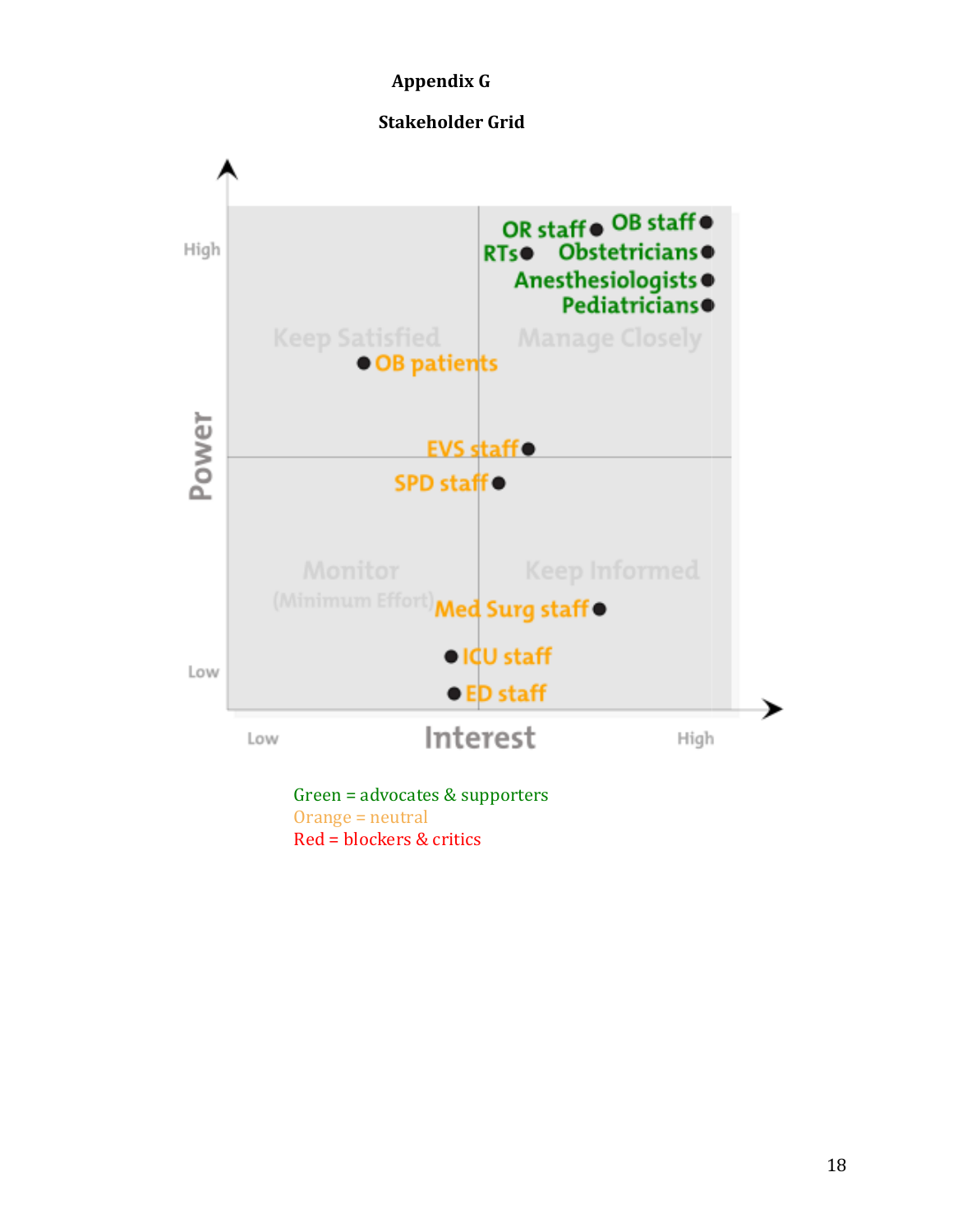**Appendix G**

**Stakeholder Grid**

Power (High / Low) vs. Interest (Low / High)

Keep Satisfied | Manage Closely

Monitor (Minimum Effort) | Keep Informed

- OR staff
- OB staff
- RTs
- Obstetricians
- Anesthesiologists
- Pediatricians
- OB patients
- EVS staff
- SPD staff
- Med Surg staff
- ICU staff
- ED staff

Green = advocates & supporters
Orange = neutral
Red = blockers & critics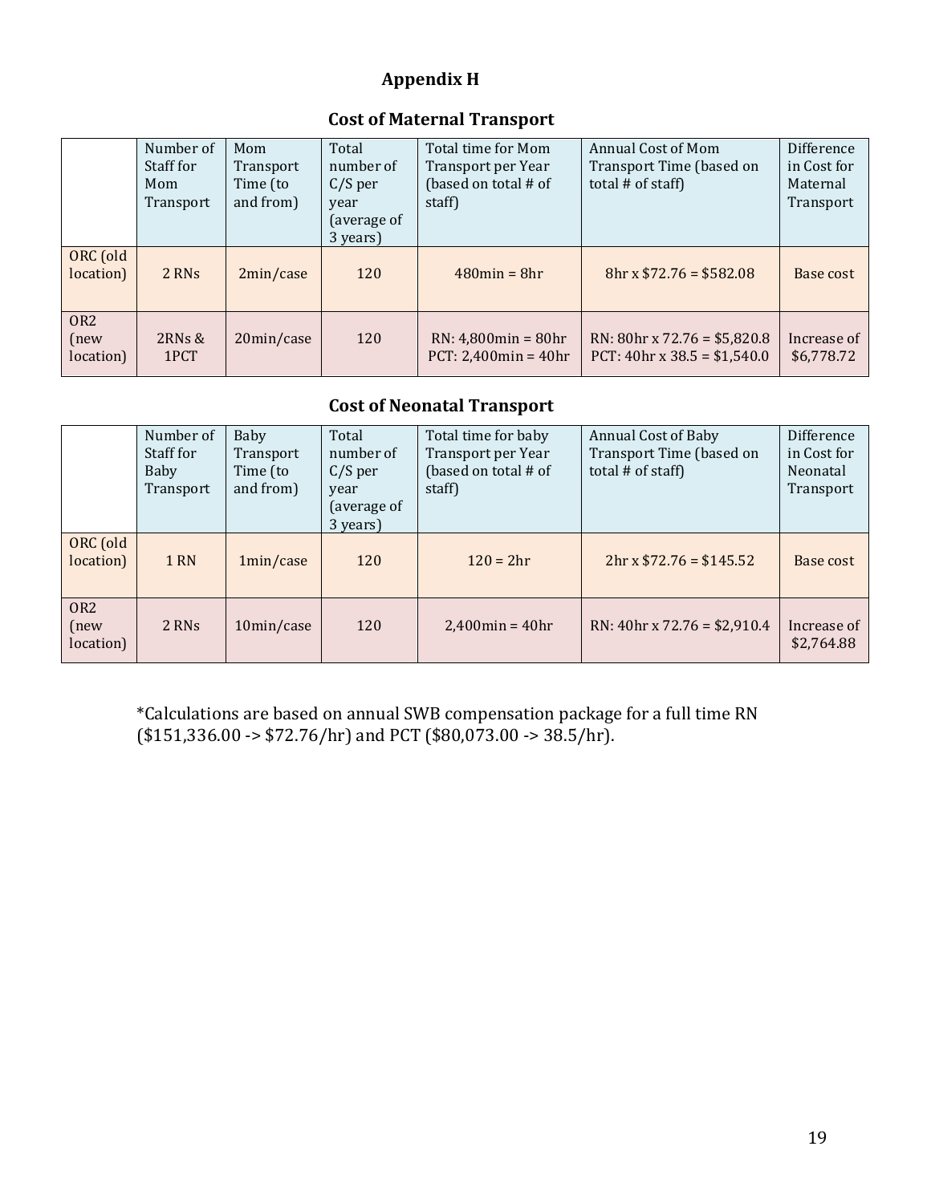## Appendix H

### Cost of Maternal Transport

| | Number of Staff for Mom Transport | Mom Transport Time (to and from) | Total number of C/S per year (average of 3 years) | Total time for Mom Transport per Year (based on total # of staff) | Annual Cost of Mom Transport Time (based on total # of staff) | Difference in Cost for Maternal Transport |
|---|---|---|---|---|---|---|
| ORC (old location) | 2 RNs | 2min/case | 120 | 480min = 8hr | 8hr x $72.76 = $582.08 | Base cost |
| OR2 (new location) | 2RNs & 1PCT | 20min/case | 120 | RN: 4,800min = 80hr<br>PCT: 2,400min = 40hr | RN: 80hr x 72.76 = $5,820.8<br>PCT: 40hr x 38.5 = $1,540.0 | Increase of $6,778.72 |

### Cost of Neonatal Transport

| | Number of Staff for Baby Transport | Baby Transport Time (to and from) | Total number of C/S per year (average of 3 years) | Total time for baby Transport per Year (based on total # of staff) | Annual Cost of Baby Transport Time (based on total # of staff) | Difference in Cost for Neonatal Transport |
|---|---|---|---|---|---|---|
| ORC (old location) | 1 RN | 1min/case | 120 | 120 = 2hr | 2hr x $72.76 = $145.52 | Base cost |
| OR2 (new location) | 2 RNs | 10min/case | 120 | 2,400min = 40hr | RN: 40hr x 72.76 = $2,910.4 | Increase of $2,764.88 |

*Calculations are based on annual SWB compensation package for a full time RN ($151,336.00 -> $72.76/hr) and PCT ($80,073.00 -> 38.5/hr).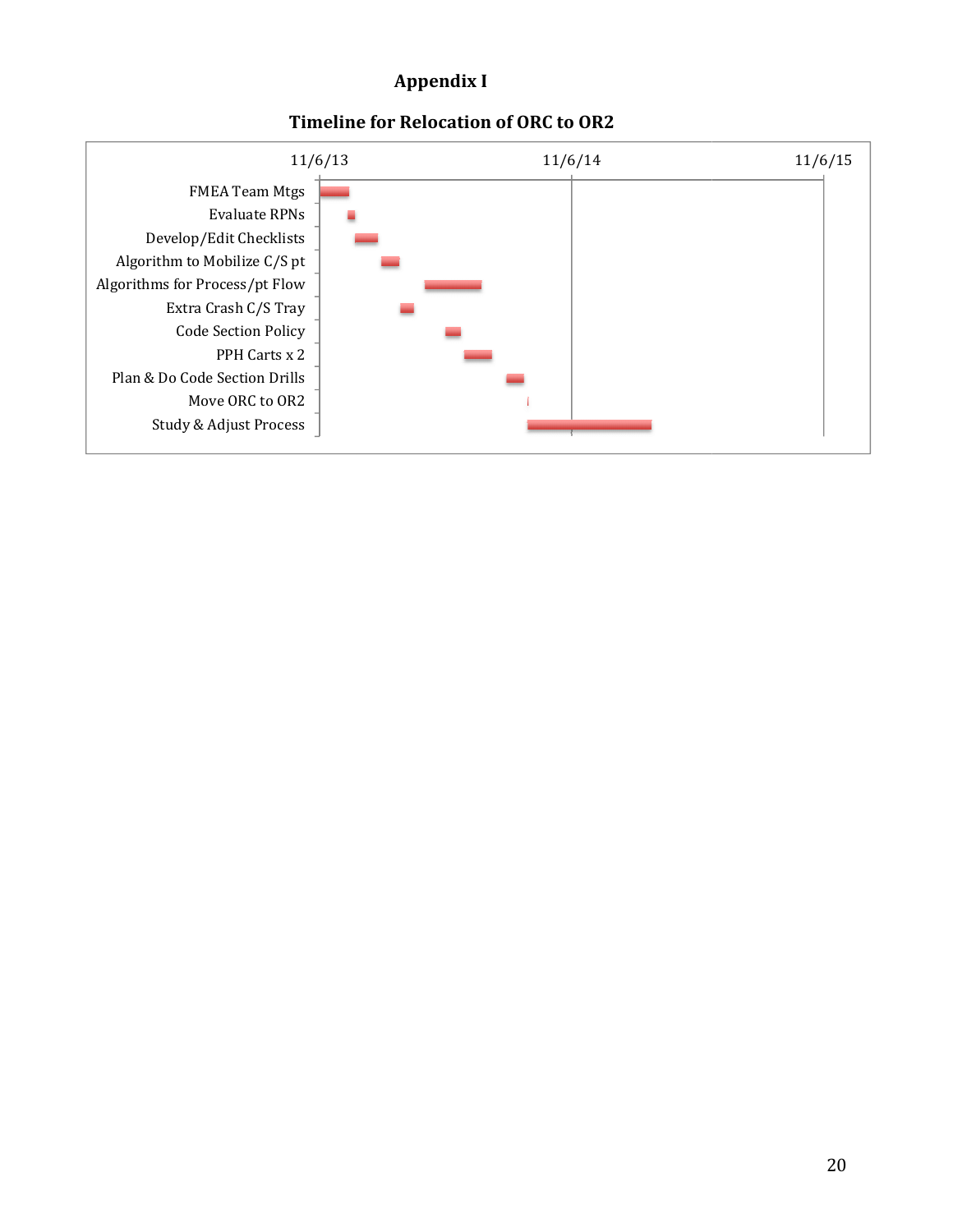# Appendix I

## Timeline for Relocation of ORC to OR2

11/6/13
11/6/14
11/6/15

FMEA Team Mtgs
Evaluate RPNs
Develop/Edit Checklists
Algorithm to Mobilize C/S pt
Algorithms for Process/pt Flow
Extra Crash C/S Tray
Code Section Policy
PPH Carts x 2
Plan & Do Code Section Drills
Move ORC to OR2
Study & Adjust Process